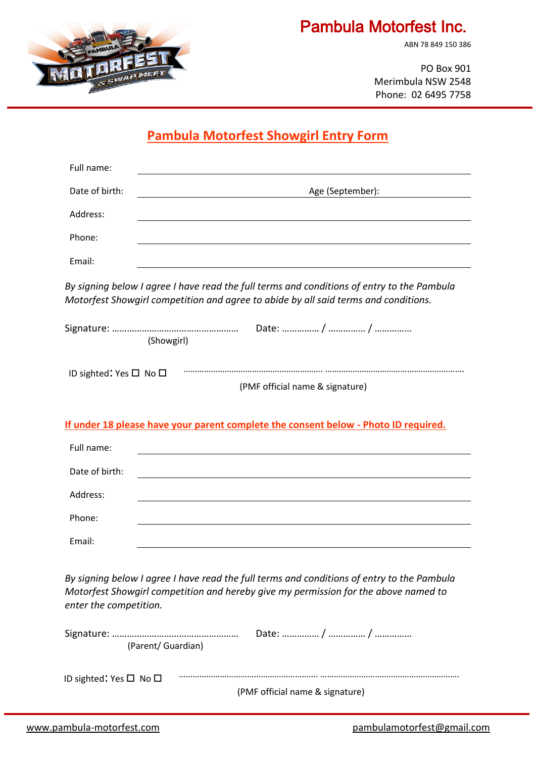# Pambula Motorfest Inc.

ABN 78 849 150 386

PO Box 901
Merimbula NSW 2548
Phone: 02 6495 7758

## Pambula Motorfest Showgirl Entry Form

Full name: \_\_\_\_\_\_\_\_\_\_\_\_\_\_\_\_\_\_\_\_\_\_\_\_\_\_\_\_\_\_\_\_\_\_\_\_\_\_\_\_

Date of birth: \_\_\_\_\_\_\_\_\_\_\_\_\_\_\_\_\_\_\_\_ Age (September): \_\_\_\_\_\_\_\_\_\_\_\_\_\_\_\_\_\_\_\_

Address: \_\_\_\_\_\_\_\_\_\_\_\_\_\_\_\_\_\_\_\_\_\_\_\_\_\_\_\_\_\_\_\_\_\_\_\_\_\_\_\_

Phone: \_\_\_\_\_\_\_\_\_\_\_\_\_\_\_\_\_\_\_\_\_\_\_\_\_\_\_\_\_\_\_\_\_\_\_\_\_\_\_\_

Email: \_\_\_\_\_\_\_\_\_\_\_\_\_\_\_\_\_\_\_\_\_\_\_\_\_\_\_\_\_\_\_\_\_\_\_\_\_\_\_\_

*By signing below I agree I have read the full terms and conditions of entry to the Pambula Motorfest Showgirl competition and agree to abide by all said terms and conditions.*

Signature: …………………………………………… Date: …………… / …………… / ……………
(Showgirl)

ID sighted: Yes ☐ No ☐ ……………………………………………………. ……………………………………………………
(PMF official name & signature)

**If under 18 please have your parent complete the consent below - Photo ID required.**

Full name: \_\_\_\_\_\_\_\_\_\_\_\_\_\_\_\_\_\_\_\_\_\_\_\_\_\_\_\_\_\_\_\_\_\_\_\_\_\_\_\_

Date of birth: \_\_\_\_\_\_\_\_\_\_\_\_\_\_\_\_\_\_\_\_\_\_\_\_\_\_\_\_\_\_\_\_\_\_\_\_\_\_\_\_

Address: \_\_\_\_\_\_\_\_\_\_\_\_\_\_\_\_\_\_\_\_\_\_\_\_\_\_\_\_\_\_\_\_\_\_\_\_\_\_\_\_

Phone: \_\_\_\_\_\_\_\_\_\_\_\_\_\_\_\_\_\_\_\_\_\_\_\_\_\_\_\_\_\_\_\_\_\_\_\_\_\_\_\_

Email: \_\_\_\_\_\_\_\_\_\_\_\_\_\_\_\_\_\_\_\_\_\_\_\_\_\_\_\_\_\_\_\_\_\_\_\_\_\_\_\_

*By signing below I agree I have read the full terms and conditions of entry to the Pambula Motorfest Showgirl competition and hereby give my permission for the above named to enter the competition.*

Signature: …………………………………………… Date: …………… / …………… / ……………
(Parent/ Guardian)

ID sighted: Yes ☐ No ☐ ……………………………………………………. ……………………………………………………
(PMF official name & signature)

www.pambula-motorfest.com pambulamotorfest@gmail.com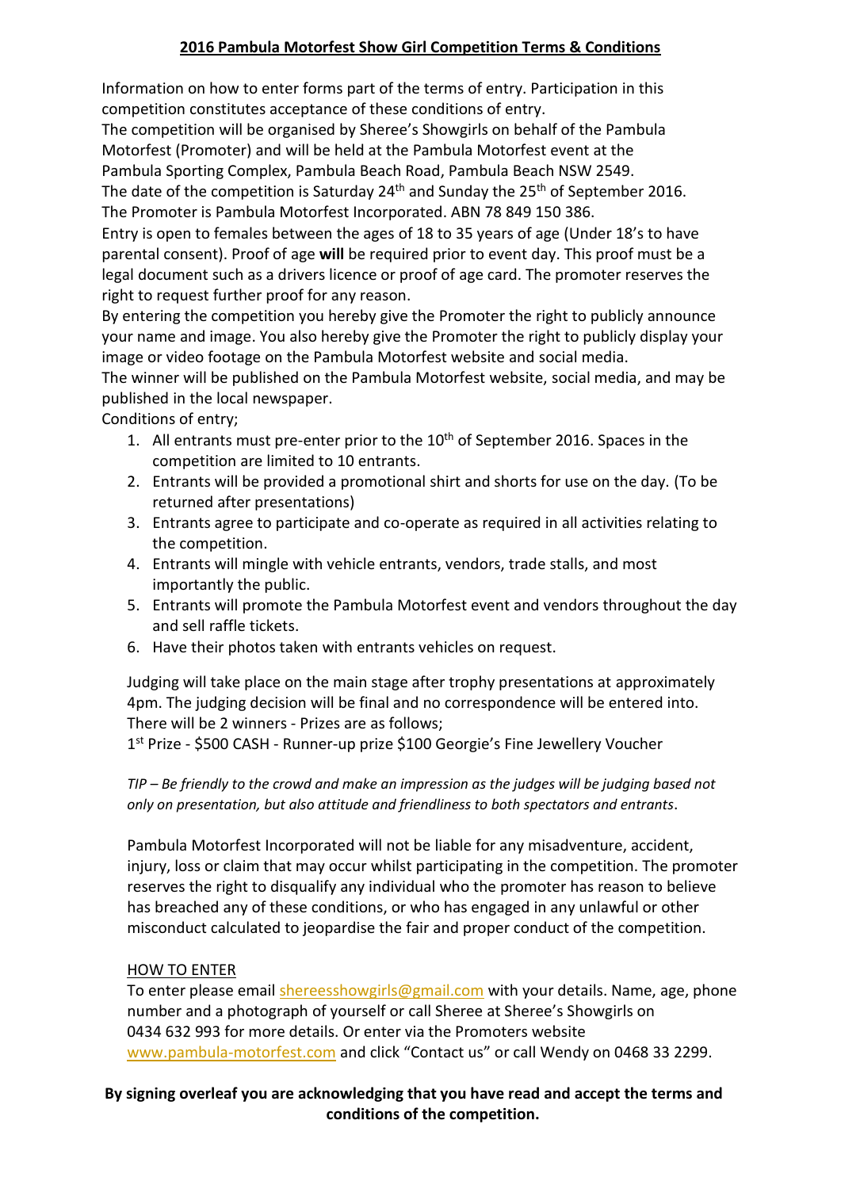## **2016 Pambula Motorfest Show Girl Competition Terms & Conditions**

Information on how to enter forms part of the terms of entry. Participation in this competition constitutes acceptance of these conditions of entry.
The competition will be organised by Sheree's Showgirls on behalf of the Pambula Motorfest (Promoter) and will be held at the Pambula Motorfest event at the Pambula Sporting Complex, Pambula Beach Road, Pambula Beach NSW 2549.
The date of the competition is Saturday 24th and Sunday the 25th of September 2016.
The Promoter is Pambula Motorfest Incorporated. ABN 78 849 150 386.
Entry is open to females between the ages of 18 to 35 years of age (Under 18's to have parental consent). Proof of age **will** be required prior to event day. This proof must be a legal document such as a drivers licence or proof of age card. The promoter reserves the right to request further proof for any reason.
By entering the competition you hereby give the Promoter the right to publicly announce your name and image. You also hereby give the Promoter the right to publicly display your image or video footage on the Pambula Motorfest website and social media.
The winner will be published on the Pambula Motorfest website, social media, and may be published in the local newspaper.
Conditions of entry;

1. All entrants must pre-enter prior to the 10th of September 2016. Spaces in the competition are limited to 10 entrants.
2. Entrants will be provided a promotional shirt and shorts for use on the day. (To be returned after presentations)
3. Entrants agree to participate and co-operate as required in all activities relating to the competition.
4. Entrants will mingle with vehicle entrants, vendors, trade stalls, and most importantly the public.
5. Entrants will promote the Pambula Motorfest event and vendors throughout the day and sell raffle tickets.
6. Have their photos taken with entrants vehicles on request.

Judging will take place on the main stage after trophy presentations at approximately 4pm. The judging decision will be final and no correspondence will be entered into.
There will be 2 winners - Prizes are as follows;
1st Prize - $500 CASH - Runner-up prize $100 Georgie's Fine Jewellery Voucher

*TIP – Be friendly to the crowd and make an impression as the judges will be judging based not only on presentation, but also attitude and friendliness to both spectators and entrants*.

Pambula Motorfest Incorporated will not be liable for any misadventure, accident, injury, loss or claim that may occur whilst participating in the competition. The promoter reserves the right to disqualify any individual who the promoter has reason to believe has breached any of these conditions, or who has engaged in any unlawful or other misconduct calculated to jeopardise the fair and proper conduct of the competition.

HOW TO ENTER
To enter please email shereesshowgirls@gmail.com with your details. Name, age, phone number and a photograph of yourself or call Sheree at Sheree's Showgirls on 0434 632 993 for more details. Or enter via the Promoters website www.pambula-motorfest.com and click "Contact us" or call Wendy on 0468 33 2299.

**By signing overleaf you are acknowledging that you have read and accept the terms and conditions of the competition.**